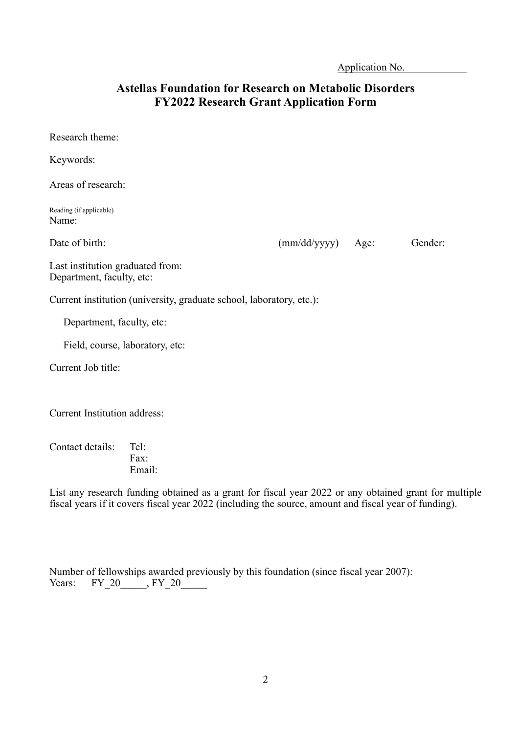Application No.

# Astellas Foundation for Research on Metabolic Disorders
# FY2022 Research Grant Application Form

Research theme:

Keywords:

Areas of research:

Reading (if applicable)
Name:

Date of birth: (mm/dd/yyyy) Age: Gender:

Last institution graduated from:
Department, faculty, etc:

Current institution (university, graduate school, laboratory, etc.):

Department, faculty, etc:

Field, course, laboratory, etc:

Current Job title:

Current Institution address:

Contact details: Tel:
Fax:
Email:

List any research funding obtained as a grant for fiscal year 2022 or any obtained grant for multiple fiscal years if it covers fiscal year 2022 (including the source, amount and fiscal year of funding).

Number of fellowships awarded previously by this foundation (since fiscal year 2007):
Years: FY_20_____, FY_20_____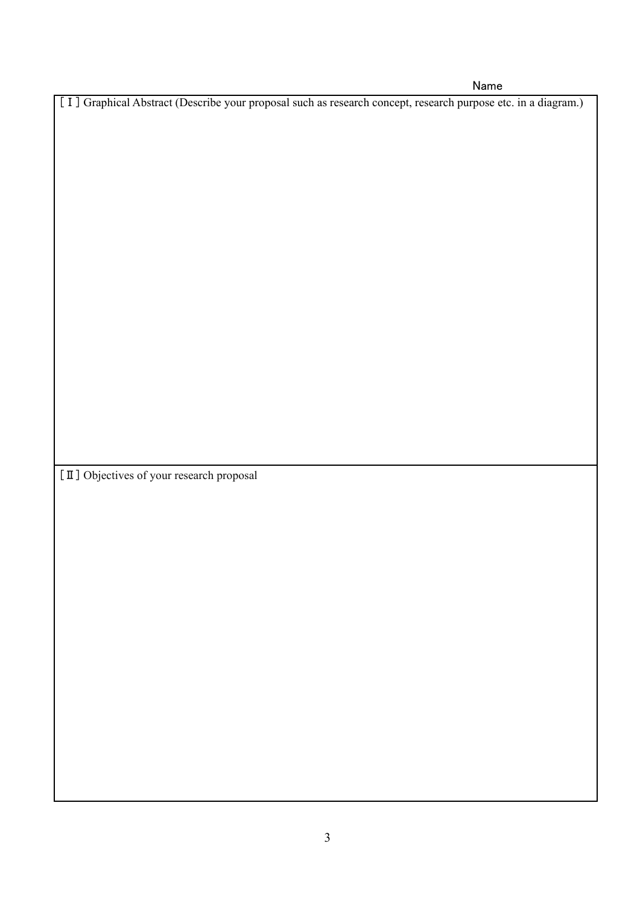Name

[Ⅰ] Graphical Abstract (Describe your proposal such as research concept, research purpose etc. in a diagram.)

[Ⅱ] Objectives of your research proposal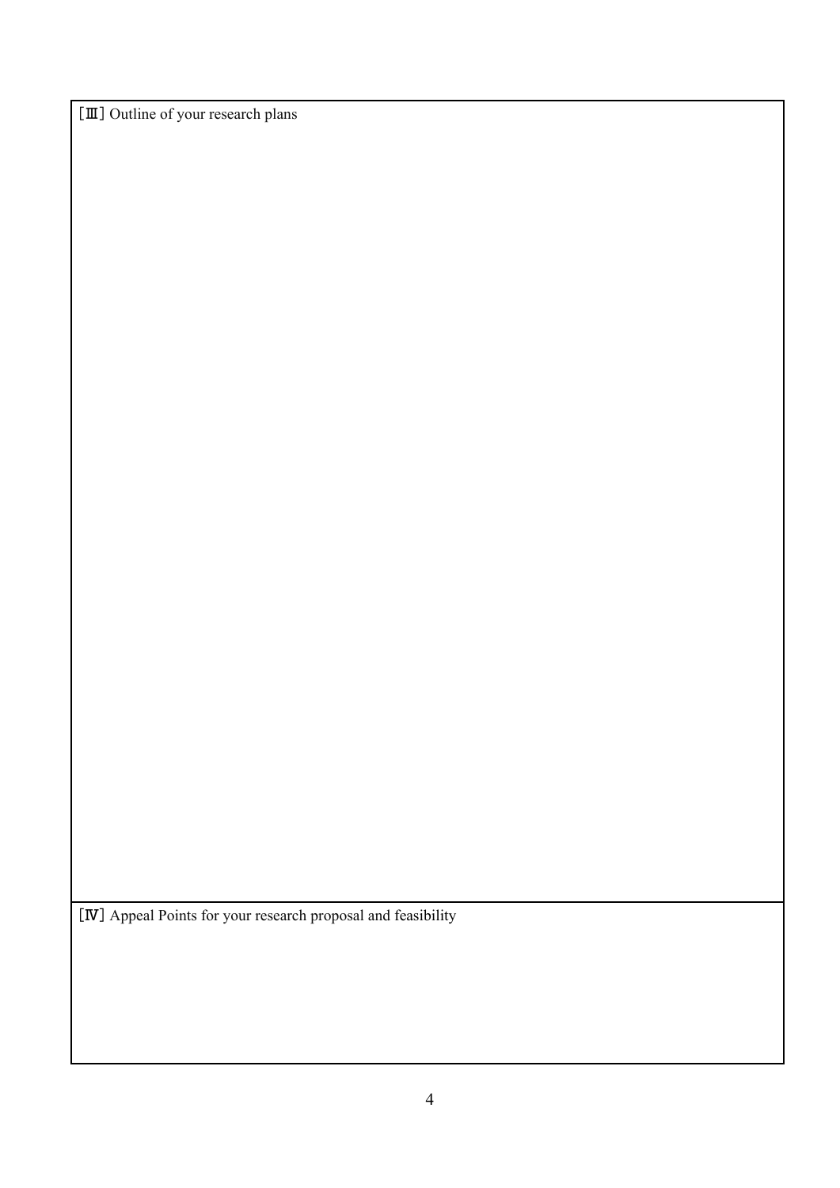［Ⅲ］Outline of your research plans

［Ⅳ］Appeal Points for your research proposal and feasibility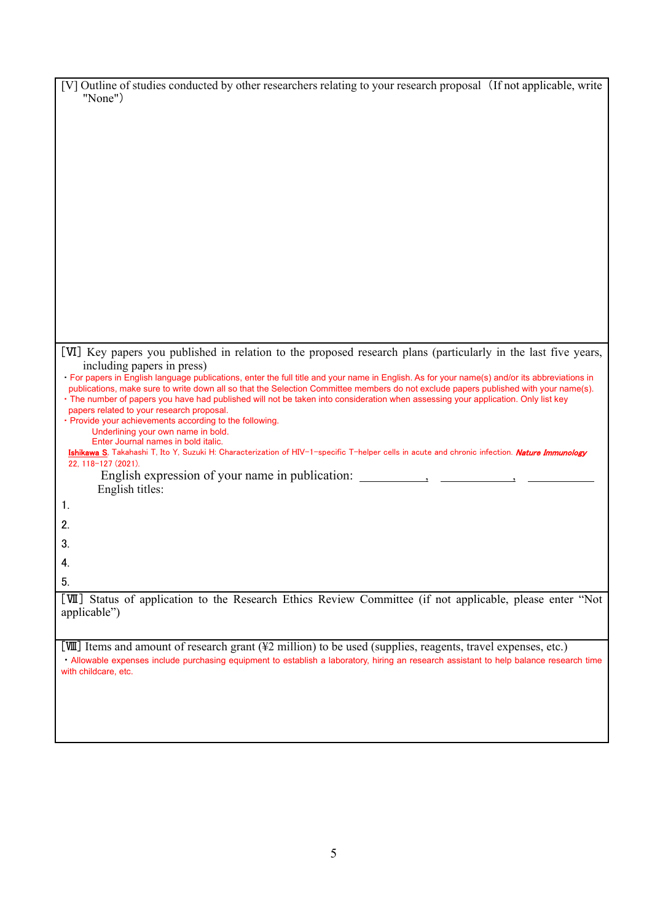[V] Outline of studies conducted by other researchers relating to your research proposal（If not applicable, write "None"）

[Ⅵ] Key papers you published in relation to the proposed research plans (particularly in the last five years, including papers in press)

・For papers in English language publications, enter the full title and your name in English. As for your name(s) and/or its abbreviations in publications, make sure to write down all so that the Selection Committee members do not exclude papers published with your name(s).
・The number of papers you have had published will not be taken into consideration when assessing your application. Only list key papers related to your research proposal.
・Provide your achievements according to the following.
  Underlining your own name in bold.
  Enter Journal names in bold italic.

<u>**Ishikawa S**</u>, Takahashi T, Ito Y, Suzuki H: Characterization of HIV-1-specific T-helper cells in acute and chronic infection. ***Nature Immunology*** 22, 118-127 (2021).

English expression of your name in publication: __________, __________, __________

English titles:

1.

2.

3.

4.

5.

[Ⅶ] Status of application to the Research Ethics Review Committee (if not applicable, please enter “Not applicable”)

[Ⅷ] Items and amount of research grant (¥2 million) to be used (supplies, reagents, travel expenses, etc.)

・Allowable expenses include purchasing equipment to establish a laboratory, hiring an research assistant to help balance research time with childcare, etc.